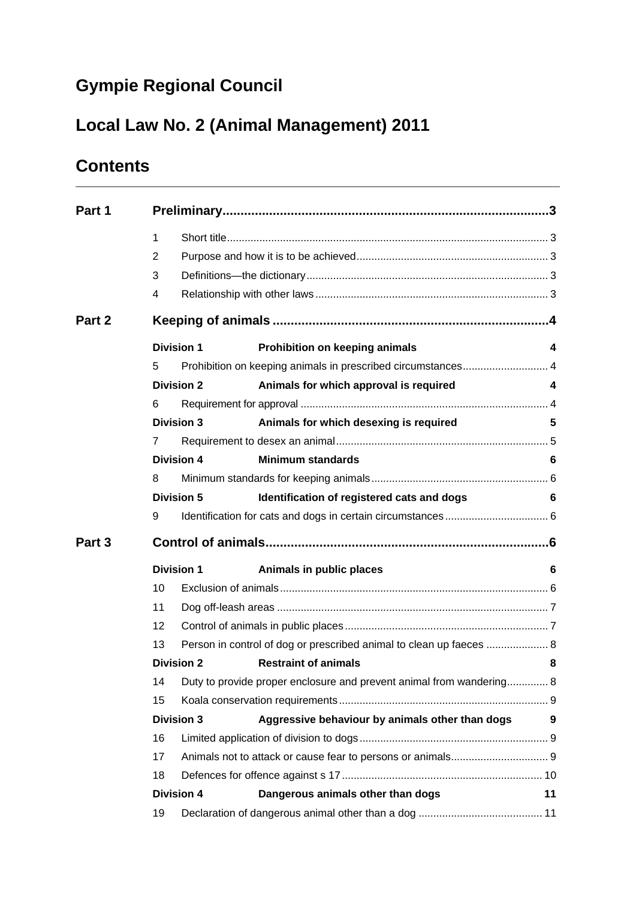# Gympie Regional Council

# Local Law No. 2 (Animal Management) 2011

## Contents

| | | |
|---|---|---|
| **Part 1** | **Preliminary** | **3** |
| | 1 Short title | 3 |
| | 2 Purpose and how it is to be achieved | 3 |
| | 3 Definitions—the dictionary | 3 |
| | 4 Relationship with other laws | 3 |
| **Part 2** | **Keeping of animals** | **4** |
| | **Division 1 Prohibition on keeping animals** | **4** |
| | 5 Prohibition on keeping animals in prescribed circumstances | 4 |
| | **Division 2 Animals for which approval is required** | **4** |
| | 6 Requirement for approval | 4 |
| | **Division 3 Animals for which desexing is required** | **5** |
| | 7 Requirement to desex an animal | 5 |
| | **Division 4 Minimum standards** | **6** |
| | 8 Minimum standards for keeping animals | 6 |
| | **Division 5 Identification of registered cats and dogs** | **6** |
| | 9 Identification for cats and dogs in certain circumstances | 6 |
| **Part 3** | **Control of animals** | **6** |
| | **Division 1 Animals in public places** | **6** |
| | 10 Exclusion of animals | 6 |
| | 11 Dog off-leash areas | 7 |
| | 12 Control of animals in public places | 7 |
| | 13 Person in control of dog or prescribed animal to clean up faeces | 8 |
| | **Division 2 Restraint of animals** | **8** |
| | 14 Duty to provide proper enclosure and prevent animal from wandering | 8 |
| | 15 Koala conservation requirements | 9 |
| | **Division 3 Aggressive behaviour by animals other than dogs** | **9** |
| | 16 Limited application of division to dogs | 9 |
| | 17 Animals not to attack or cause fear to persons or animals | 9 |
| | 18 Defences for offence against s 17 | 10 |
| | **Division 4 Dangerous animals other than dogs** | **11** |
| | 19 Declaration of dangerous animal other than a dog | 11 |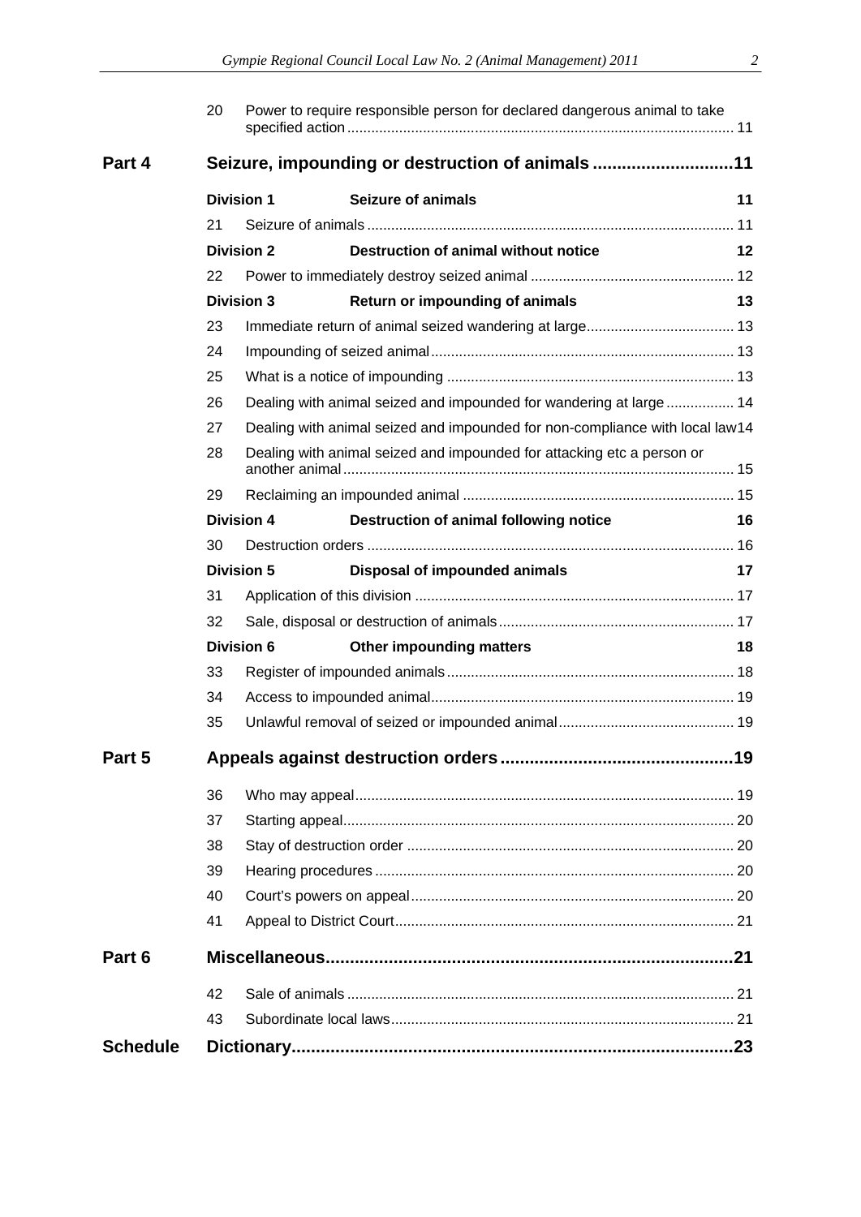| | | | |
|---|---|---|---|
| | 20 | Power to require responsible person for declared dangerous animal to take specified action | 11 |
| **Part 4** | | **Seizure, impounding or destruction of animals** | **11** |
| | **Division 1** | **Seizure of animals** | **11** |
| | 21 | Seizure of animals | 11 |
| | **Division 2** | **Destruction of animal without notice** | **12** |
| | 22 | Power to immediately destroy seized animal | 12 |
| | **Division 3** | **Return or impounding of animals** | **13** |
| | 23 | Immediate return of animal seized wandering at large | 13 |
| | 24 | Impounding of seized animal | 13 |
| | 25 | What is a notice of impounding | 13 |
| | 26 | Dealing with animal seized and impounded for wandering at large | 14 |
| | 27 | Dealing with animal seized and impounded for non-compliance with local law | 14 |
| | 28 | Dealing with animal seized and impounded for attacking etc a person or another animal | 15 |
| | 29 | Reclaiming an impounded animal | 15 |
| | **Division 4** | **Destruction of animal following notice** | **16** |
| | 30 | Destruction orders | 16 |
| | **Division 5** | **Disposal of impounded animals** | **17** |
| | 31 | Application of this division | 17 |
| | 32 | Sale, disposal or destruction of animals | 17 |
| | **Division 6** | **Other impounding matters** | **18** |
| | 33 | Register of impounded animals | 18 |
| | 34 | Access to impounded animal | 19 |
| | 35 | Unlawful removal of seized or impounded animal | 19 |
| **Part 5** | | **Appeals against destruction orders** | **19** |
| | 36 | Who may appeal | 19 |
| | 37 | Starting appeal | 20 |
| | 38 | Stay of destruction order | 20 |
| | 39 | Hearing procedures | 20 |
| | 40 | Court's powers on appeal | 20 |
| | 41 | Appeal to District Court | 21 |
| **Part 6** | | **Miscellaneous** | **21** |
| | 42 | Sale of animals | 21 |
| | 43 | Subordinate local laws | 21 |
| **Schedule** | | **Dictionary** | **23** |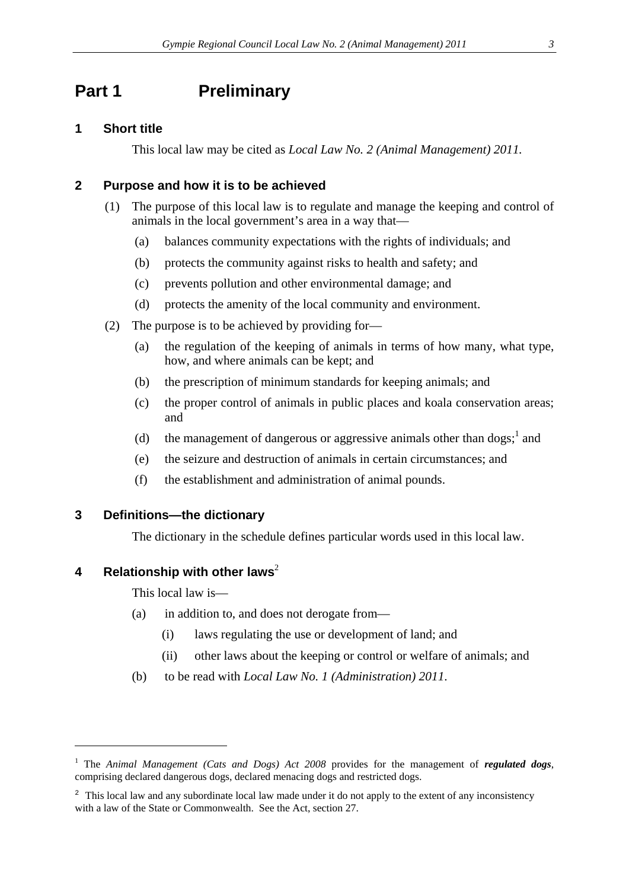# Part 1 Preliminary

## 1 Short title

This local law may be cited as *Local Law No. 2 (Animal Management) 2011*.

## 2 Purpose and how it is to be achieved

(1) The purpose of this local law is to regulate and manage the keeping and control of animals in the local government's area in a way that—

  (a) balances community expectations with the rights of individuals; and

  (b) protects the community against risks to health and safety; and

  (c) prevents pollution and other environmental damage; and

  (d) protects the amenity of the local community and environment.

(2) The purpose is to be achieved by providing for—

  (a) the regulation of the keeping of animals in terms of how many, what type, how, and where animals can be kept; and

  (b) the prescription of minimum standards for keeping animals; and

  (c) the proper control of animals in public places and koala conservation areas; and

  (d) the management of dangerous or aggressive animals other than dogs;[1] and

  (e) the seizure and destruction of animals in certain circumstances; and

  (f) the establishment and administration of animal pounds.

## 3 Definitions—the dictionary

The dictionary in the schedule defines particular words used in this local law.

## 4 Relationship with other laws[2]

This local law is—

(a) in addition to, and does not derogate from—

  (i) laws regulating the use or development of land; and

  (ii) other laws about the keeping or control or welfare of animals; and

(b) to be read with *Local Law No. 1 (Administration) 2011*.

---

[1] The *Animal Management (Cats and Dogs) Act 2008* provides for the management of ***regulated dogs***, comprising declared dangerous dogs, declared menacing dogs and restricted dogs.

[2] This local law and any subordinate local law made under it do not apply to the extent of any inconsistency with a law of the State or Commonwealth. See the Act, section 27.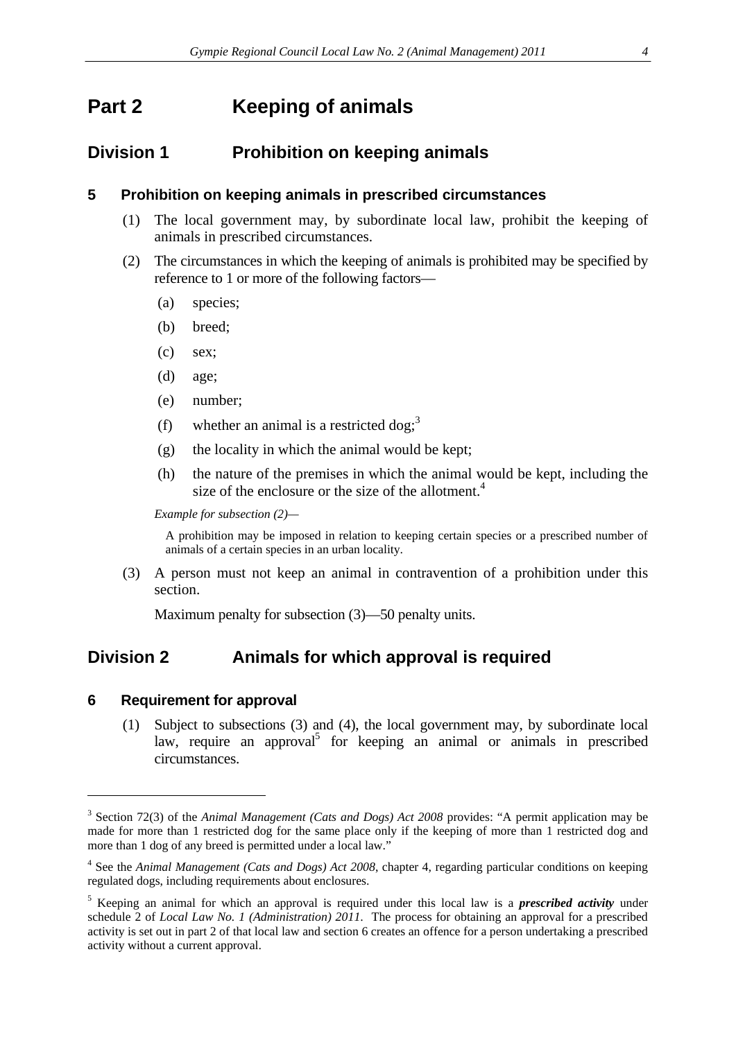# Part 2 Keeping of animals

## Division 1 Prohibition on keeping animals

### 5 Prohibition on keeping animals in prescribed circumstances

(1) The local government may, by subordinate local law, prohibit the keeping of animals in prescribed circumstances.

(2) The circumstances in which the keeping of animals is prohibited may be specified by reference to 1 or more of the following factors—

(a) species;

(b) breed;

(c) sex;

(d) age;

(e) number;

(f) whether an animal is a restricted dog;[3]

(g) the locality in which the animal would be kept;

(h) the nature of the premises in which the animal would be kept, including the size of the enclosure or the size of the allotment.[4]

*Example for subsection (2)—*

A prohibition may be imposed in relation to keeping certain species or a prescribed number of animals of a certain species in an urban locality.

(3) A person must not keep an animal in contravention of a prohibition under this section.

Maximum penalty for subsection (3)—50 penalty units.

## Division 2 Animals for which approval is required

### 6 Requirement for approval

(1) Subject to subsections (3) and (4), the local government may, by subordinate local law, require an approval[5] for keeping an animal or animals in prescribed circumstances.

---

[3] Section 72(3) of the *Animal Management (Cats and Dogs) Act 2008* provides: "A permit application may be made for more than 1 restricted dog for the same place only if the keeping of more than 1 restricted dog and more than 1 dog of any breed is permitted under a local law."

[4] See the *Animal Management (Cats and Dogs) Act 2008*, chapter 4, regarding particular conditions on keeping regulated dogs, including requirements about enclosures.

[5] Keeping an animal for which an approval is required under this local law is a ***prescribed activity*** under schedule 2 of *Local Law No. 1 (Administration) 2011*. The process for obtaining an approval for a prescribed activity is set out in part 2 of that local law and section 6 creates an offence for a person undertaking a prescribed activity without a current approval.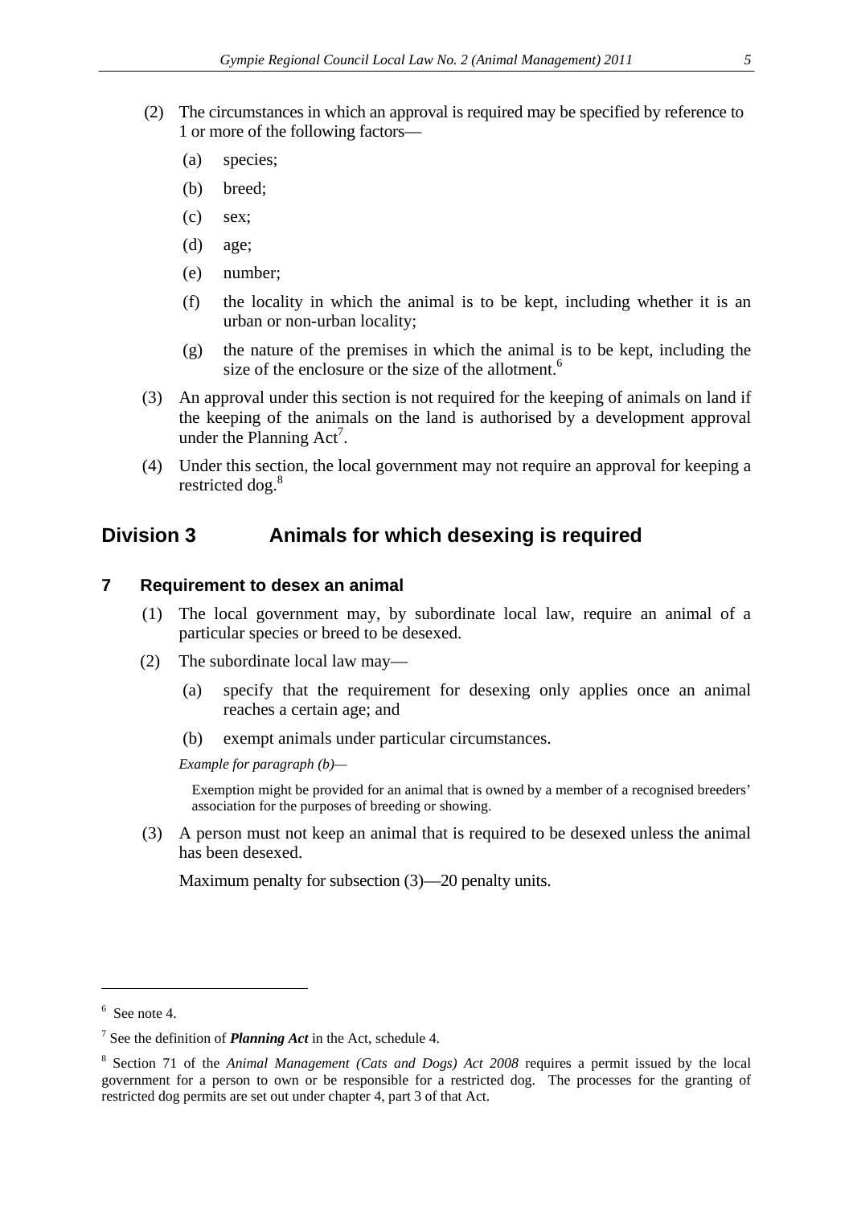(2) The circumstances in which an approval is required may be specified by reference to 1 or more of the following factors—

(a) species;

(b) breed;

(c) sex;

(d) age;

(e) number;

(f) the locality in which the animal is to be kept, including whether it is an urban or non-urban locality;

(g) the nature of the premises in which the animal is to be kept, including the size of the enclosure or the size of the allotment.[6]

(3) An approval under this section is not required for the keeping of animals on land if the keeping of the animals on the land is authorised by a development approval under the Planning Act[7].

(4) Under this section, the local government may not require an approval for keeping a restricted dog.[8]

## Division 3 Animals for which desexing is required

### 7 Requirement to desex an animal

(1) The local government may, by subordinate local law, require an animal of a particular species or breed to be desexed.

(2) The subordinate local law may—

(a) specify that the requirement for desexing only applies once an animal reaches a certain age; and

(b) exempt animals under particular circumstances.

*Example for paragraph (b)—*

Exemption might be provided for an animal that is owned by a member of a recognised breeders' association for the purposes of breeding or showing.

(3) A person must not keep an animal that is required to be desexed unless the animal has been desexed.

Maximum penalty for subsection (3)—20 penalty units.

---

[6] See note 4.

[7] See the definition of ***Planning Act*** in the Act, schedule 4.

[8] Section 71 of the *Animal Management (Cats and Dogs) Act 2008* requires a permit issued by the local government for a person to own or be responsible for a restricted dog. The processes for the granting of restricted dog permits are set out under chapter 4, part 3 of that Act.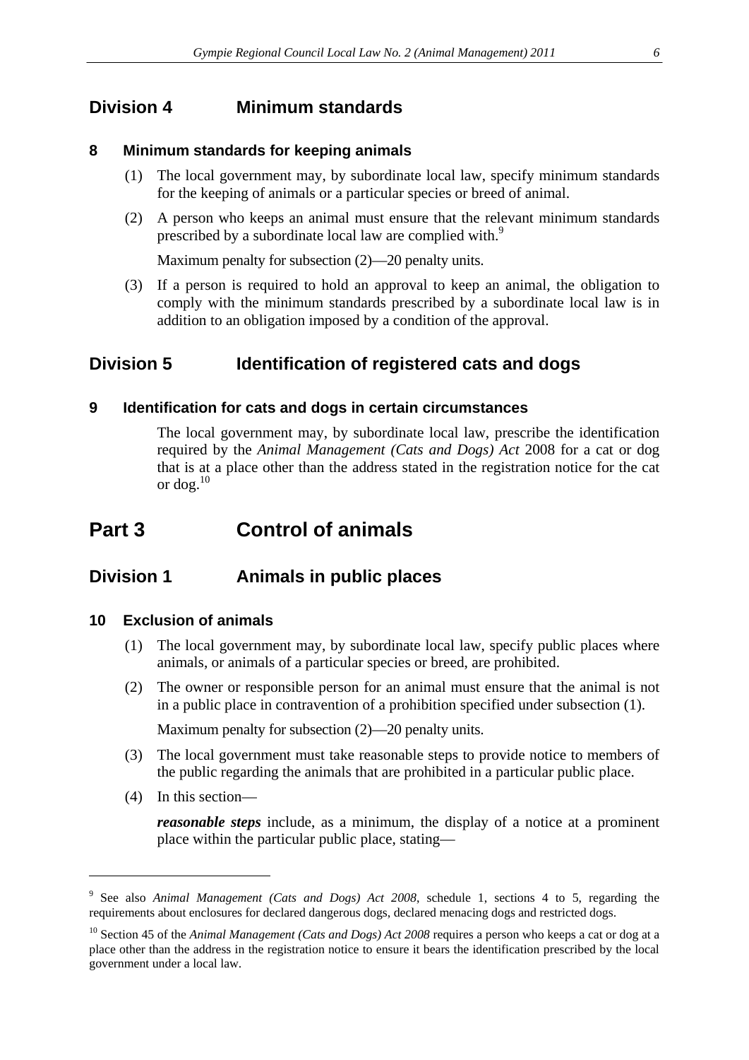## Division 4 Minimum standards

### 8 Minimum standards for keeping animals

(1) The local government may, by subordinate local law, specify minimum standards for the keeping of animals or a particular species or breed of animal.

(2) A person who keeps an animal must ensure that the relevant minimum standards prescribed by a subordinate local law are complied with.[9]

Maximum penalty for subsection (2)—20 penalty units.

(3) If a person is required to hold an approval to keep an animal, the obligation to comply with the minimum standards prescribed by a subordinate local law is in addition to an obligation imposed by a condition of the approval.

## Division 5 Identification of registered cats and dogs

### 9 Identification for cats and dogs in certain circumstances

The local government may, by subordinate local law, prescribe the identification required by the *Animal Management (Cats and Dogs) Act* 2008 for a cat or dog that is at a place other than the address stated in the registration notice for the cat or dog.[10]

# Part 3 Control of animals

## Division 1 Animals in public places

### 10 Exclusion of animals

(1) The local government may, by subordinate local law, specify public places where animals, or animals of a particular species or breed, are prohibited.

(2) The owner or responsible person for an animal must ensure that the animal is not in a public place in contravention of a prohibition specified under subsection (1).

Maximum penalty for subsection (2)—20 penalty units.

(3) The local government must take reasonable steps to provide notice to members of the public regarding the animals that are prohibited in a particular public place.

(4) In this section—

***reasonable steps*** include, as a minimum, the display of a notice at a prominent place within the particular public place, stating—

---

[9] See also *Animal Management (Cats and Dogs) Act 2008*, schedule 1, sections 4 to 5, regarding the requirements about enclosures for declared dangerous dogs, declared menacing dogs and restricted dogs.

[10] Section 45 of the *Animal Management (Cats and Dogs) Act 2008* requires a person who keeps a cat or dog at a place other than the address in the registration notice to ensure it bears the identification prescribed by the local government under a local law.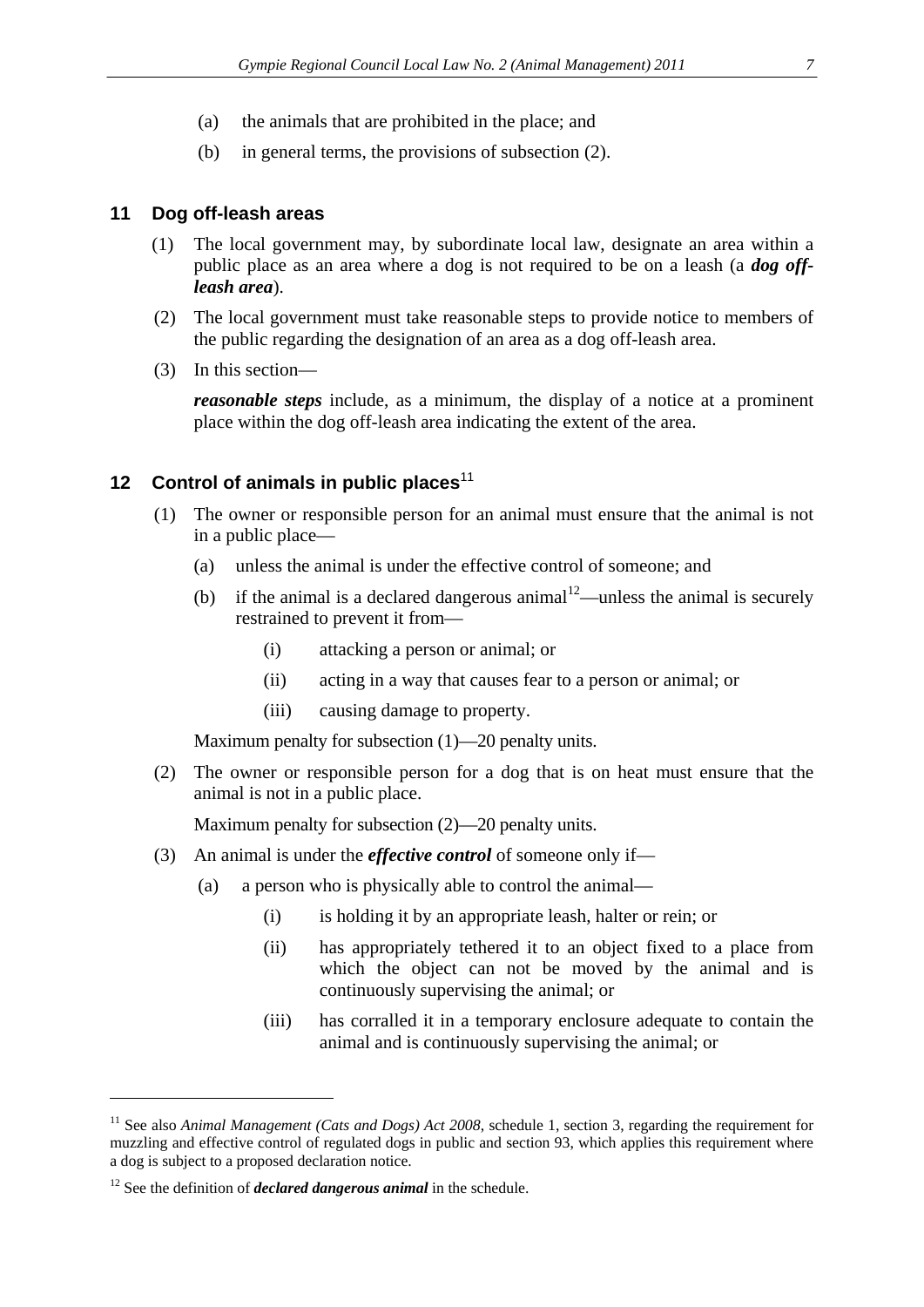(a) the animals that are prohibited in the place; and

(b) in general terms, the provisions of subsection (2).

## 11 Dog off-leash areas

(1) The local government may, by subordinate local law, designate an area within a public place as an area where a dog is not required to be on a leash (a ***dog off-leash area***).

(2) The local government must take reasonable steps to provide notice to members of the public regarding the designation of an area as a dog off-leash area.

(3) In this section—

***reasonable steps*** include, as a minimum, the display of a notice at a prominent place within the dog off-leash area indicating the extent of the area.

## 12 Control of animals in public places[11]

(1) The owner or responsible person for an animal must ensure that the animal is not in a public place—

(a) unless the animal is under the effective control of someone; and

(b) if the animal is a declared dangerous animal[12]—unless the animal is securely restrained to prevent it from—

(i) attacking a person or animal; or

(ii) acting in a way that causes fear to a person or animal; or

(iii) causing damage to property.

Maximum penalty for subsection (1)—20 penalty units.

(2) The owner or responsible person for a dog that is on heat must ensure that the animal is not in a public place.

Maximum penalty for subsection (2)—20 penalty units.

(3) An animal is under the ***effective control*** of someone only if—

(a) a person who is physically able to control the animal—

(i) is holding it by an appropriate leash, halter or rein; or

(ii) has appropriately tethered it to an object fixed to a place from which the object can not be moved by the animal and is continuously supervising the animal; or

(iii) has corralled it in a temporary enclosure adequate to contain the animal and is continuously supervising the animal; or

---

[11] See also *Animal Management (Cats and Dogs) Act 2008*, schedule 1, section 3, regarding the requirement for muzzling and effective control of regulated dogs in public and section 93, which applies this requirement where a dog is subject to a proposed declaration notice.

[12] See the definition of ***declared dangerous animal*** in the schedule.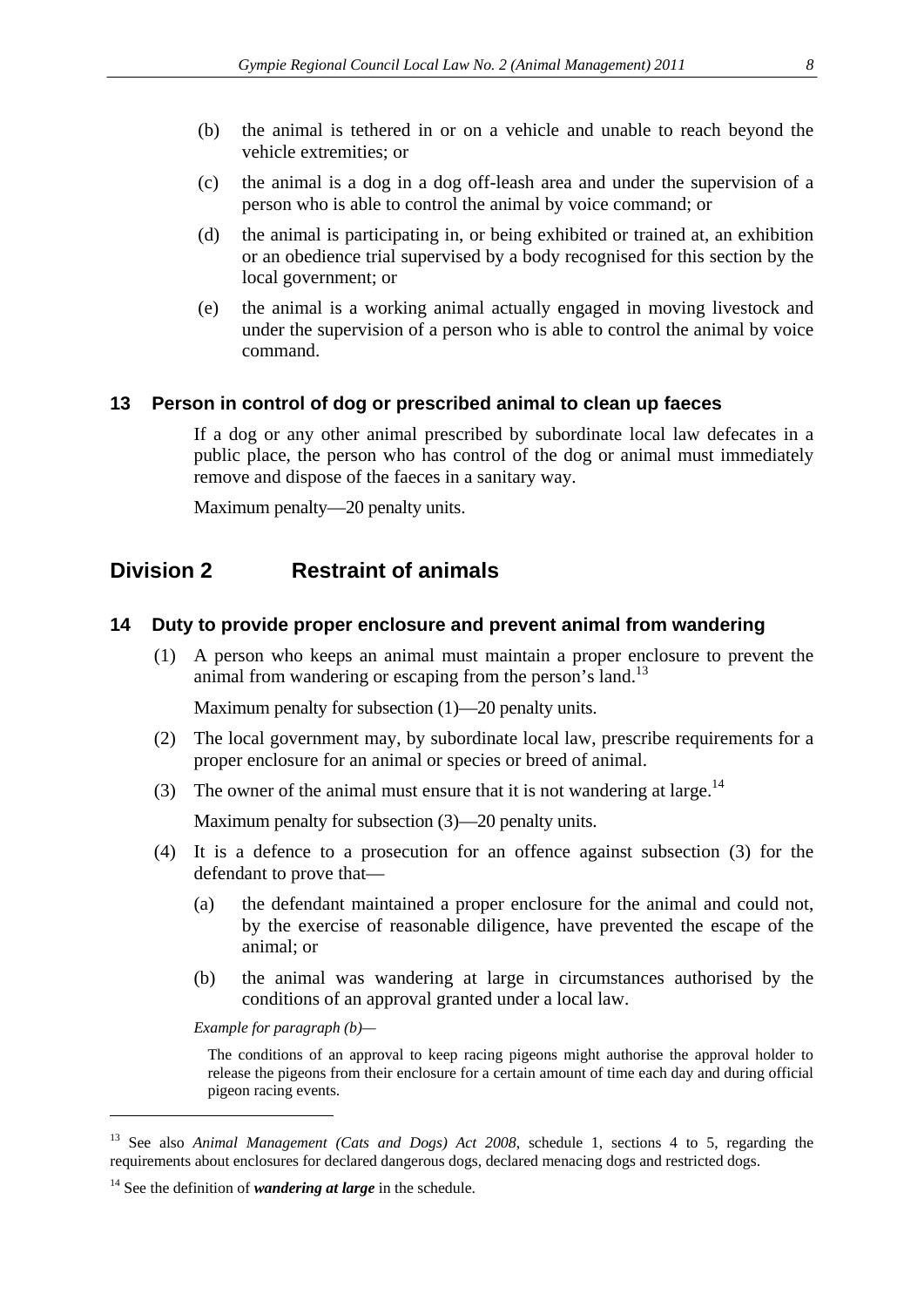(b) the animal is tethered in or on a vehicle and unable to reach beyond the vehicle extremities; or

(c) the animal is a dog in a dog off-leash area and under the supervision of a person who is able to control the animal by voice command; or

(d) the animal is participating in, or being exhibited or trained at, an exhibition or an obedience trial supervised by a body recognised for this section by the local government; or

(e) the animal is a working animal actually engaged in moving livestock and under the supervision of a person who is able to control the animal by voice command.

### 13 Person in control of dog or prescribed animal to clean up faeces

If a dog or any other animal prescribed by subordinate local law defecates in a public place, the person who has control of the dog or animal must immediately remove and dispose of the faeces in a sanitary way.

Maximum penalty—20 penalty units.

## Division 2 Restraint of animals

### 14 Duty to provide proper enclosure and prevent animal from wandering

(1) A person who keeps an animal must maintain a proper enclosure to prevent the animal from wandering or escaping from the person's land.[13]

Maximum penalty for subsection (1)—20 penalty units.

(2) The local government may, by subordinate local law, prescribe requirements for a proper enclosure for an animal or species or breed of animal.

(3) The owner of the animal must ensure that it is not wandering at large.[14]

Maximum penalty for subsection (3)—20 penalty units.

(4) It is a defence to a prosecution for an offence against subsection (3) for the defendant to prove that—

(a) the defendant maintained a proper enclosure for the animal and could not, by the exercise of reasonable diligence, have prevented the escape of the animal; or

(b) the animal was wandering at large in circumstances authorised by the conditions of an approval granted under a local law.

*Example for paragraph (b)—*

The conditions of an approval to keep racing pigeons might authorise the approval holder to release the pigeons from their enclosure for a certain amount of time each day and during official pigeon racing events.

---

[13] See also *Animal Management (Cats and Dogs) Act 2008*, schedule 1, sections 4 to 5, regarding the requirements about enclosures for declared dangerous dogs, declared menacing dogs and restricted dogs.

[14] See the definition of ***wandering at large*** in the schedule.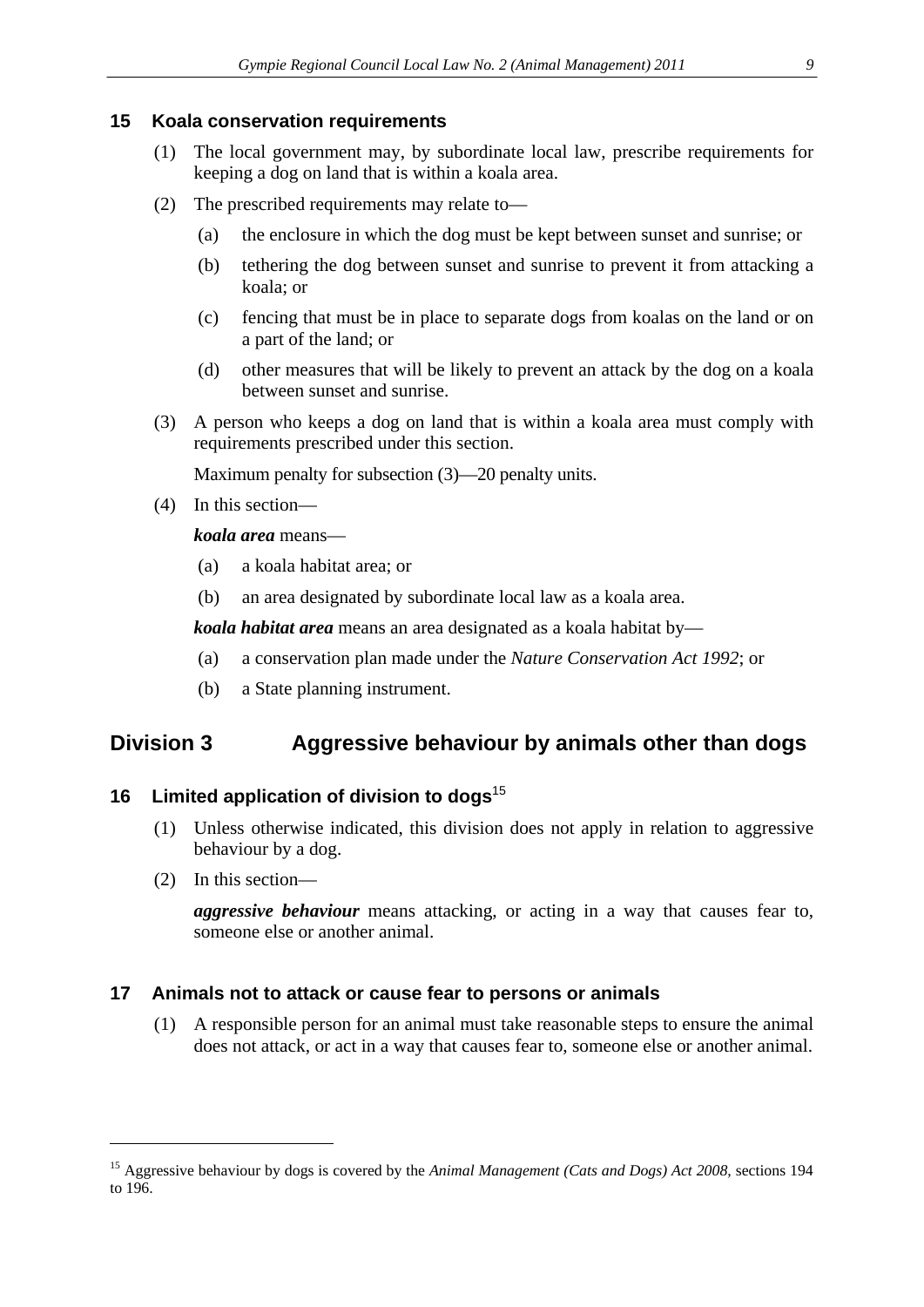### 15 Koala conservation requirements

(1) The local government may, by subordinate local law, prescribe requirements for keeping a dog on land that is within a koala area.

(2) The prescribed requirements may relate to—

(a) the enclosure in which the dog must be kept between sunset and sunrise; or

(b) tethering the dog between sunset and sunrise to prevent it from attacking a koala; or

(c) fencing that must be in place to separate dogs from koalas on the land or on a part of the land; or

(d) other measures that will be likely to prevent an attack by the dog on a koala between sunset and sunrise.

(3) A person who keeps a dog on land that is within a koala area must comply with requirements prescribed under this section.

Maximum penalty for subsection (3)—20 penalty units.

(4) In this section—

***koala area*** means—

(a) a koala habitat area; or

(b) an area designated by subordinate local law as a koala area.

***koala habitat area*** means an area designated as a koala habitat by—

(a) a conservation plan made under the *Nature Conservation Act 1992*; or

(b) a State planning instrument.

## Division 3 Aggressive behaviour by animals other than dogs

### 16 Limited application of division to dogs[15]

(1) Unless otherwise indicated, this division does not apply in relation to aggressive behaviour by a dog.

(2) In this section—

***aggressive behaviour*** means attacking, or acting in a way that causes fear to, someone else or another animal.

### 17 Animals not to attack or cause fear to persons or animals

(1) A responsible person for an animal must take reasonable steps to ensure the animal does not attack, or act in a way that causes fear to, someone else or another animal.

---

[15] Aggressive behaviour by dogs is covered by the *Animal Management (Cats and Dogs) Act 2008,* sections 194 to 196.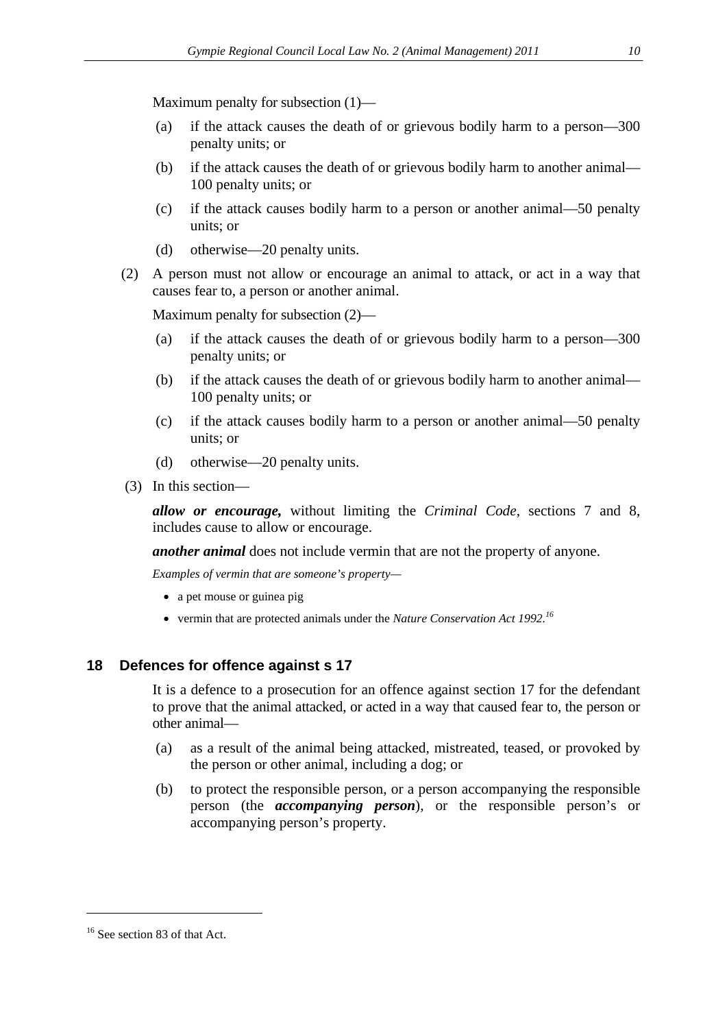Maximum penalty for subsection (1)—

(a) if the attack causes the death of or grievous bodily harm to a person—300 penalty units; or

(b) if the attack causes the death of or grievous bodily harm to another animal—100 penalty units; or

(c) if the attack causes bodily harm to a person or another animal—50 penalty units; or

(d) otherwise—20 penalty units.

(2) A person must not allow or encourage an animal to attack, or act in a way that causes fear to, a person or another animal.

Maximum penalty for subsection (2)—

(a) if the attack causes the death of or grievous bodily harm to a person—300 penalty units; or

(b) if the attack causes the death of or grievous bodily harm to another animal—100 penalty units; or

(c) if the attack causes bodily harm to a person or another animal—50 penalty units; or

(d) otherwise—20 penalty units.

(3) In this section—

***allow or encourage,*** without limiting the *Criminal Code*, sections 7 and 8, includes cause to allow or encourage.

***another animal*** does not include vermin that are not the property of anyone.

*Examples of vermin that are someone's property—*

- a pet mouse or guinea pig
- vermin that are protected animals under the *Nature Conservation Act 1992.*[16]

### 18 Defences for offence against s 17

It is a defence to a prosecution for an offence against section 17 for the defendant to prove that the animal attacked, or acted in a way that caused fear to, the person or other animal—

(a) as a result of the animal being attacked, mistreated, teased, or provoked by the person or other animal, including a dog; or

(b) to protect the responsible person, or a person accompanying the responsible person (the ***accompanying person***), or the responsible person's or accompanying person's property.

---

[16] See section 83 of that Act.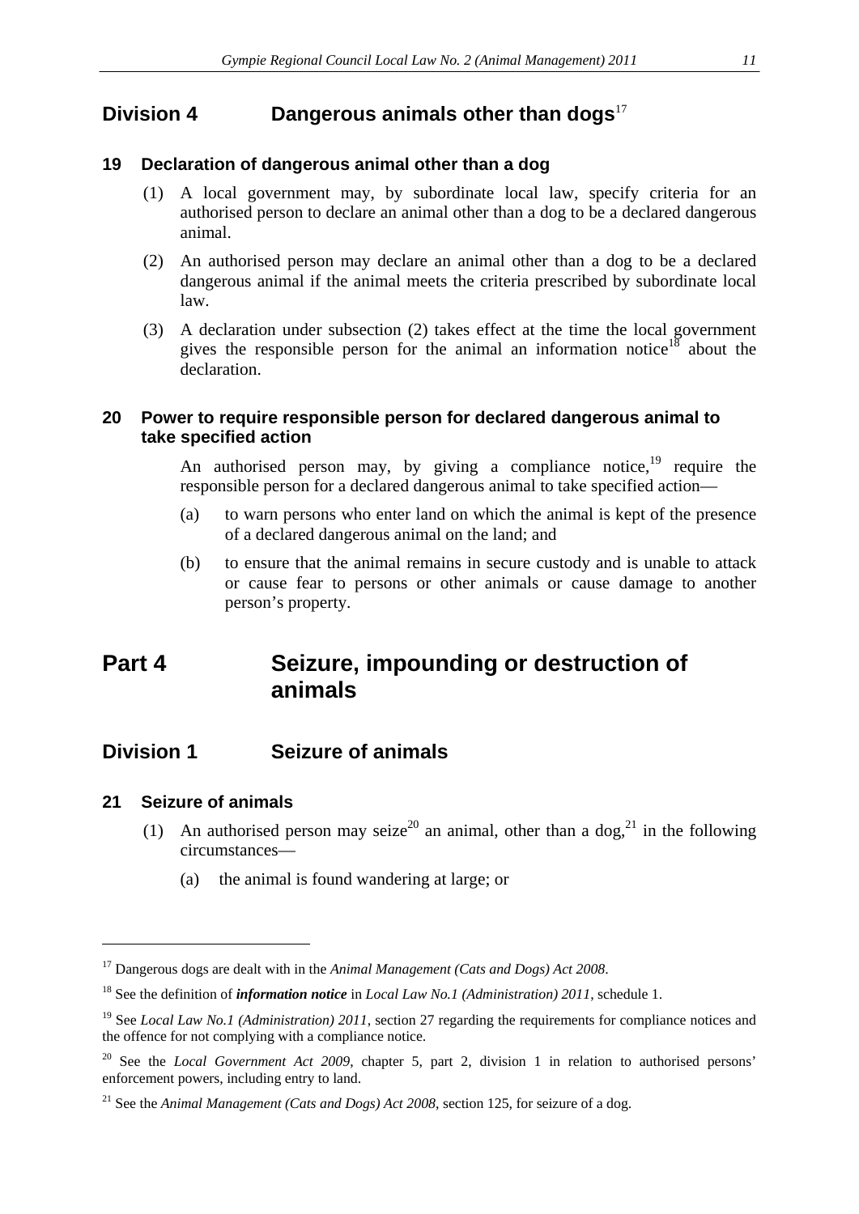## Division 4 Dangerous animals other than dogs[17]

### 19 Declaration of dangerous animal other than a dog

(1) A local government may, by subordinate local law, specify criteria for an authorised person to declare an animal other than a dog to be a declared dangerous animal.

(2) An authorised person may declare an animal other than a dog to be a declared dangerous animal if the animal meets the criteria prescribed by subordinate local law.

(3) A declaration under subsection (2) takes effect at the time the local government gives the responsible person for the animal an information notice[18] about the declaration.

### 20 Power to require responsible person for declared dangerous animal to take specified action

An authorised person may, by giving a compliance notice,[19] require the responsible person for a declared dangerous animal to take specified action—

(a) to warn persons who enter land on which the animal is kept of the presence of a declared dangerous animal on the land; and

(b) to ensure that the animal remains in secure custody and is unable to attack or cause fear to persons or other animals or cause damage to another person's property.

# Part 4 Seizure, impounding or destruction of animals

## Division 1 Seizure of animals

### 21 Seizure of animals

(1) An authorised person may seize[20] an animal, other than a dog,[21] in the following circumstances—

(a) the animal is found wandering at large; or

---

[17] Dangerous dogs are dealt with in the *Animal Management (Cats and Dogs) Act 2008*.

[18] See the definition of ***information notice*** in *Local Law No.1 (Administration) 2011*, schedule 1.

[19] See *Local Law No.1 (Administration) 2011*, section 27 regarding the requirements for compliance notices and the offence for not complying with a compliance notice.

[20] See the *Local Government Act 2009*, chapter 5, part 2, division 1 in relation to authorised persons' enforcement powers, including entry to land.

[21] See the *Animal Management (Cats and Dogs) Act 2008*, section 125, for seizure of a dog.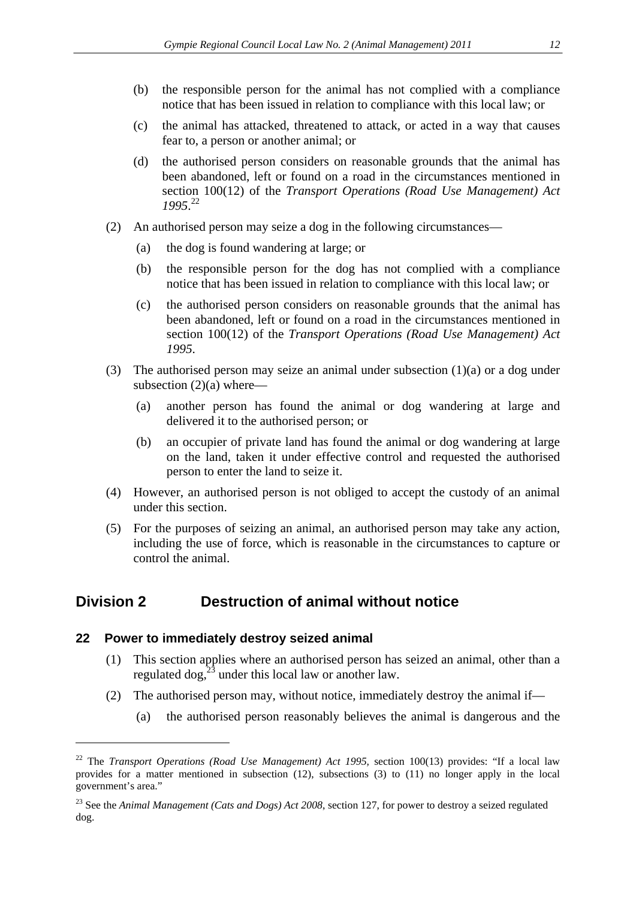(b) the responsible person for the animal has not complied with a compliance notice that has been issued in relation to compliance with this local law; or

(c) the animal has attacked, threatened to attack, or acted in a way that causes fear to, a person or another animal; or

(d) the authorised person considers on reasonable grounds that the animal has been abandoned, left or found on a road in the circumstances mentioned in section 100(12) of the *Transport Operations (Road Use Management) Act 1995*.[22]

(2) An authorised person may seize a dog in the following circumstances—

(a) the dog is found wandering at large; or

(b) the responsible person for the dog has not complied with a compliance notice that has been issued in relation to compliance with this local law; or

(c) the authorised person considers on reasonable grounds that the animal has been abandoned, left or found on a road in the circumstances mentioned in section 100(12) of the *Transport Operations (Road Use Management) Act 1995*.

(3) The authorised person may seize an animal under subsection (1)(a) or a dog under subsection (2)(a) where—

(a) another person has found the animal or dog wandering at large and delivered it to the authorised person; or

(b) an occupier of private land has found the animal or dog wandering at large on the land, taken it under effective control and requested the authorised person to enter the land to seize it.

(4) However, an authorised person is not obliged to accept the custody of an animal under this section.

(5) For the purposes of seizing an animal, an authorised person may take any action, including the use of force, which is reasonable in the circumstances to capture or control the animal.

## Division 2 Destruction of animal without notice

### 22 Power to immediately destroy seized animal

(1) This section applies where an authorised person has seized an animal, other than a regulated dog,[23] under this local law or another law.

(2) The authorised person may, without notice, immediately destroy the animal if—

(a) the authorised person reasonably believes the animal is dangerous and the

---

[22] The *Transport Operations (Road Use Management) Act 1995*, section 100(13) provides: "If a local law provides for a matter mentioned in subsection (12), subsections (3) to (11) no longer apply in the local government's area."

[23] See the *Animal Management (Cats and Dogs) Act 2008*, section 127, for power to destroy a seized regulated dog.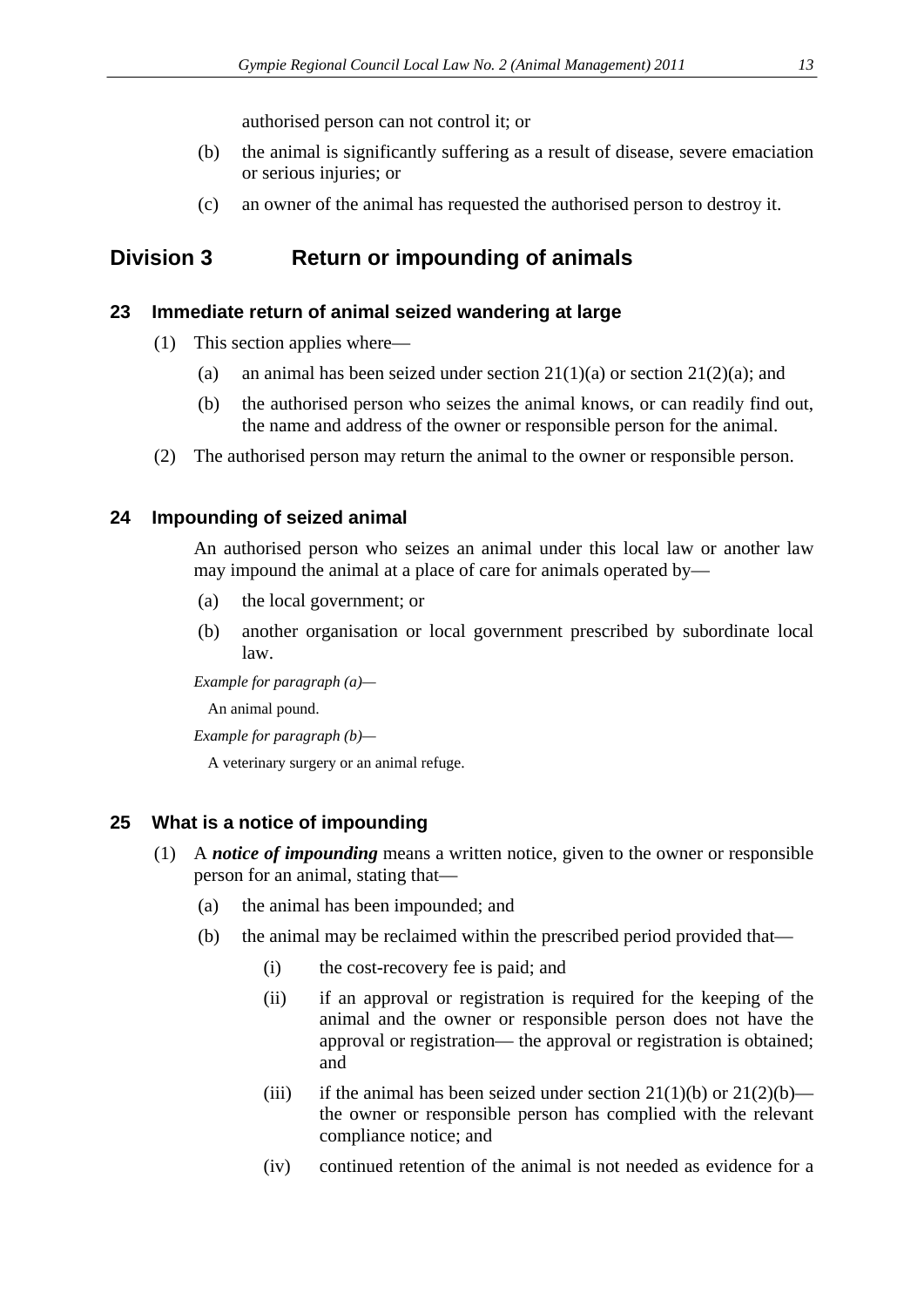authorised person can not control it; or

(b) the animal is significantly suffering as a result of disease, severe emaciation or serious injuries; or

(c) an owner of the animal has requested the authorised person to destroy it.

## Division 3 Return or impounding of animals

### 23 Immediate return of animal seized wandering at large

(1) This section applies where—

(a) an animal has been seized under section 21(1)(a) or section 21(2)(a); and

(b) the authorised person who seizes the animal knows, or can readily find out, the name and address of the owner or responsible person for the animal.

(2) The authorised person may return the animal to the owner or responsible person.

### 24 Impounding of seized animal

An authorised person who seizes an animal under this local law or another law may impound the animal at a place of care for animals operated by—

(a) the local government; or

(b) another organisation or local government prescribed by subordinate local law.

*Example for paragraph (a)—*

An animal pound.

*Example for paragraph (b)—*

A veterinary surgery or an animal refuge.

### 25 What is a notice of impounding

(1) A ***notice of impounding*** means a written notice, given to the owner or responsible person for an animal, stating that—

(a) the animal has been impounded; and

(b) the animal may be reclaimed within the prescribed period provided that—

(i) the cost-recovery fee is paid; and

(ii) if an approval or registration is required for the keeping of the animal and the owner or responsible person does not have the approval or registration— the approval or registration is obtained; and

(iii) if the animal has been seized under section 21(1)(b) or 21(2)(b)— the owner or responsible person has complied with the relevant compliance notice; and

(iv) continued retention of the animal is not needed as evidence for a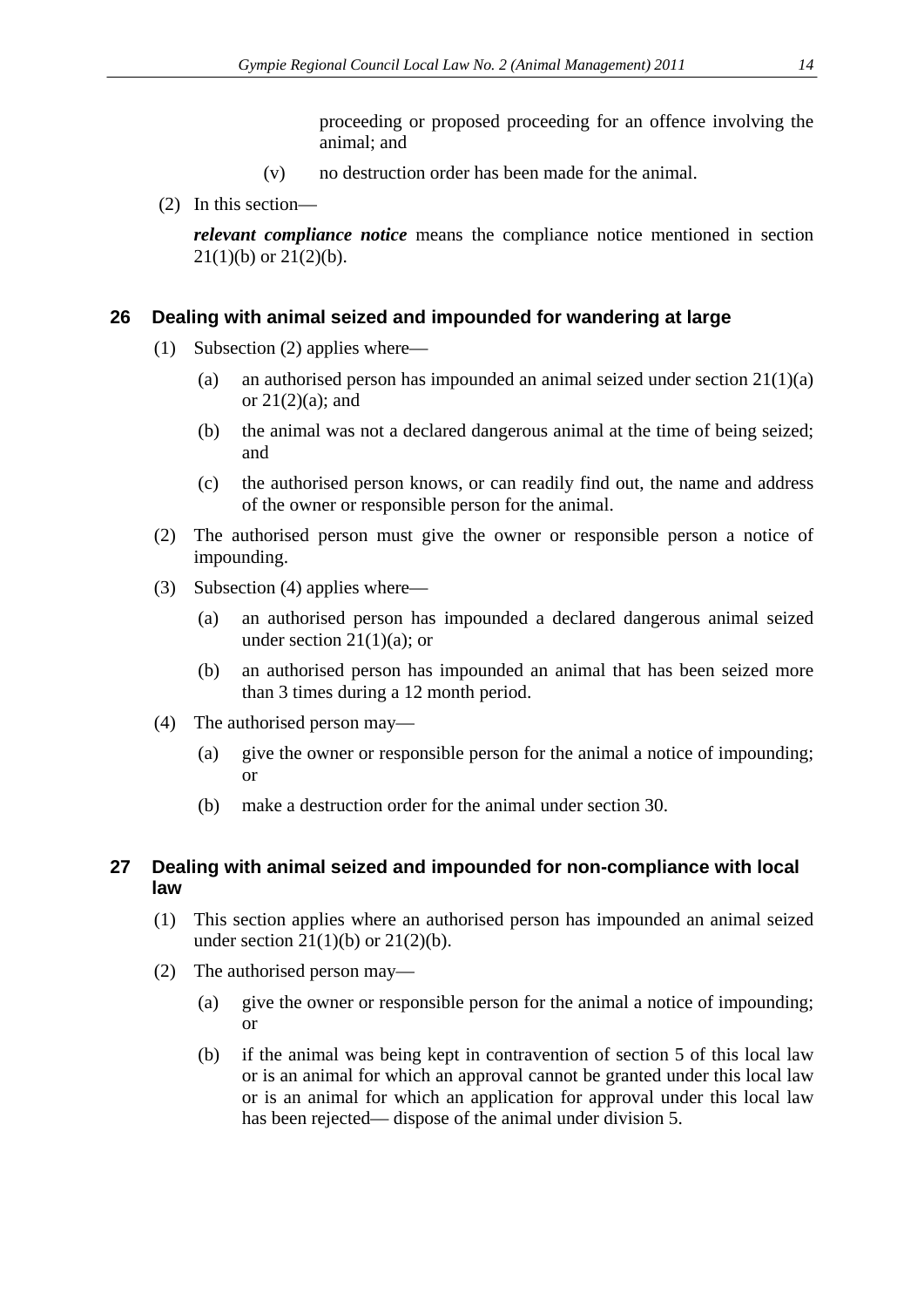proceeding or proposed proceeding for an offence involving the animal; and

(v) no destruction order has been made for the animal.

(2) In this section—

***relevant compliance notice*** means the compliance notice mentioned in section 21(1)(b) or 21(2)(b).

### 26 Dealing with animal seized and impounded for wandering at large

(1) Subsection (2) applies where—

(a) an authorised person has impounded an animal seized under section 21(1)(a) or 21(2)(a); and

(b) the animal was not a declared dangerous animal at the time of being seized; and

(c) the authorised person knows, or can readily find out, the name and address of the owner or responsible person for the animal.

(2) The authorised person must give the owner or responsible person a notice of impounding.

(3) Subsection (4) applies where—

(a) an authorised person has impounded a declared dangerous animal seized under section 21(1)(a); or

(b) an authorised person has impounded an animal that has been seized more than 3 times during a 12 month period.

(4) The authorised person may—

(a) give the owner or responsible person for the animal a notice of impounding; or

(b) make a destruction order for the animal under section 30.

### 27 Dealing with animal seized and impounded for non-compliance with local law

(1) This section applies where an authorised person has impounded an animal seized under section 21(1)(b) or 21(2)(b).

(2) The authorised person may—

(a) give the owner or responsible person for the animal a notice of impounding; or

(b) if the animal was being kept in contravention of section 5 of this local law or is an animal for which an approval cannot be granted under this local law or is an animal for which an application for approval under this local law has been rejected— dispose of the animal under division 5.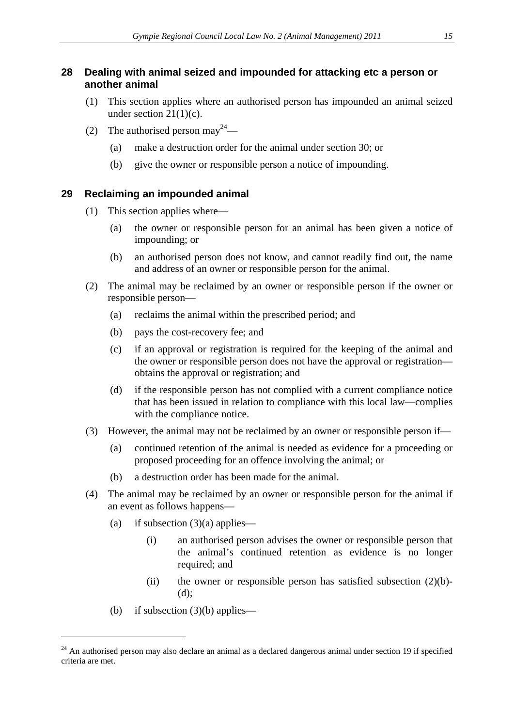## 28 Dealing with animal seized and impounded for attacking etc a person or another animal

(1) This section applies where an authorised person has impounded an animal seized under section 21(1)(c).

(2) The authorised person may[24]—

(a) make a destruction order for the animal under section 30; or

(b) give the owner or responsible person a notice of impounding.

## 29 Reclaiming an impounded animal

(1) This section applies where—

(a) the owner or responsible person for an animal has been given a notice of impounding; or

(b) an authorised person does not know, and cannot readily find out, the name and address of an owner or responsible person for the animal.

(2) The animal may be reclaimed by an owner or responsible person if the owner or responsible person—

(a) reclaims the animal within the prescribed period; and

(b) pays the cost-recovery fee; and

(c) if an approval or registration is required for the keeping of the animal and the owner or responsible person does not have the approval or registration—obtains the approval or registration; and

(d) if the responsible person has not complied with a current compliance notice that has been issued in relation to compliance with this local law—complies with the compliance notice.

(3) However, the animal may not be reclaimed by an owner or responsible person if—

(a) continued retention of the animal is needed as evidence for a proceeding or proposed proceeding for an offence involving the animal; or

(b) a destruction order has been made for the animal.

(4) The animal may be reclaimed by an owner or responsible person for the animal if an event as follows happens—

(a) if subsection (3)(a) applies—

(i) an authorised person advises the owner or responsible person that the animal's continued retention as evidence is no longer required; and

(ii) the owner or responsible person has satisfied subsection (2)(b)-(d);

(b) if subsection (3)(b) applies—

---

[24] An authorised person may also declare an animal as a declared dangerous animal under section 19 if specified criteria are met.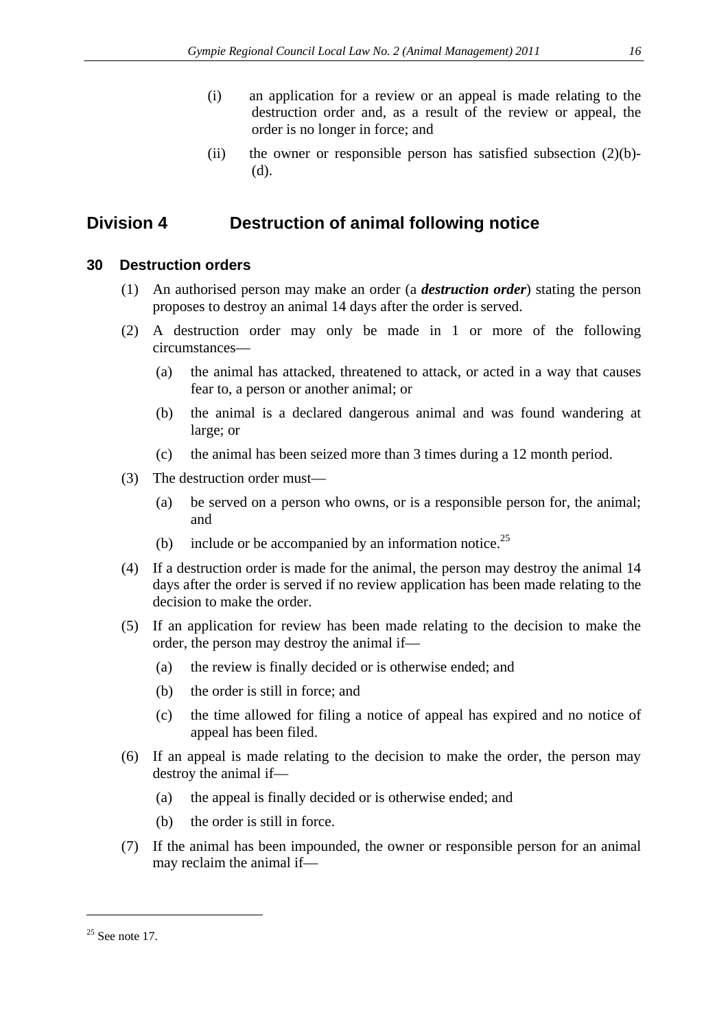(i) an application for a review or an appeal is made relating to the destruction order and, as a result of the review or appeal, the order is no longer in force; and

(ii) the owner or responsible person has satisfied subsection (2)(b)-(d).

## Division 4 Destruction of animal following notice

### 30 Destruction orders

(1) An authorised person may make an order (a ***destruction order***) stating the person proposes to destroy an animal 14 days after the order is served.

(2) A destruction order may only be made in 1 or more of the following circumstances—

(a) the animal has attacked, threatened to attack, or acted in a way that causes fear to, a person or another animal; or

(b) the animal is a declared dangerous animal and was found wandering at large; or

(c) the animal has been seized more than 3 times during a 12 month period.

(3) The destruction order must—

(a) be served on a person who owns, or is a responsible person for, the animal; and

(b) include or be accompanied by an information notice.[25]

(4) If a destruction order is made for the animal, the person may destroy the animal 14 days after the order is served if no review application has been made relating to the decision to make the order.

(5) If an application for review has been made relating to the decision to make the order, the person may destroy the animal if—

(a) the review is finally decided or is otherwise ended; and

(b) the order is still in force; and

(c) the time allowed for filing a notice of appeal has expired and no notice of appeal has been filed.

(6) If an appeal is made relating to the decision to make the order, the person may destroy the animal if—

(a) the appeal is finally decided or is otherwise ended; and

(b) the order is still in force.

(7) If the animal has been impounded, the owner or responsible person for an animal may reclaim the animal if—

---

[25] See note 17.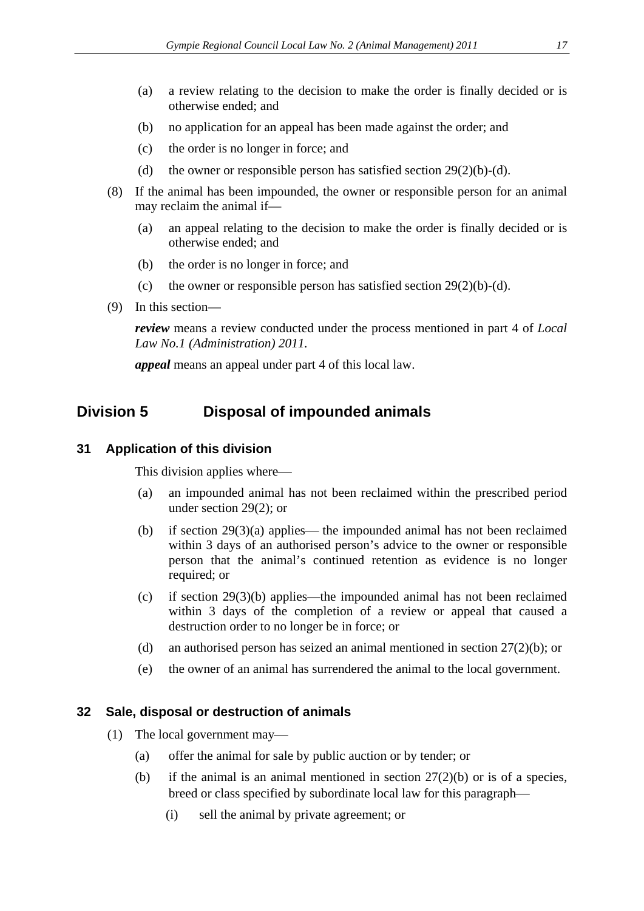(a) a review relating to the decision to make the order is finally decided or is otherwise ended; and

(b) no application for an appeal has been made against the order; and

(c) the order is no longer in force; and

(d) the owner or responsible person has satisfied section 29(2)(b)-(d).

(8) If the animal has been impounded, the owner or responsible person for an animal may reclaim the animal if—

(a) an appeal relating to the decision to make the order is finally decided or is otherwise ended; and

(b) the order is no longer in force; and

(c) the owner or responsible person has satisfied section 29(2)(b)-(d).

(9) In this section—

***review*** means a review conducted under the process mentioned in part 4 of *Local Law No.1 (Administration) 2011*.

***appeal*** means an appeal under part 4 of this local law.

## Division 5 Disposal of impounded animals

### 31 Application of this division

This division applies where—

(a) an impounded animal has not been reclaimed within the prescribed period under section 29(2); or

(b) if section 29(3)(a) applies— the impounded animal has not been reclaimed within 3 days of an authorised person's advice to the owner or responsible person that the animal's continued retention as evidence is no longer required; or

(c) if section 29(3)(b) applies—the impounded animal has not been reclaimed within 3 days of the completion of a review or appeal that caused a destruction order to no longer be in force; or

(d) an authorised person has seized an animal mentioned in section 27(2)(b); or

(e) the owner of an animal has surrendered the animal to the local government.

### 32 Sale, disposal or destruction of animals

(1) The local government may—

(a) offer the animal for sale by public auction or by tender; or

(b) if the animal is an animal mentioned in section 27(2)(b) or is of a species, breed or class specified by subordinate local law for this paragraph—

(i) sell the animal by private agreement; or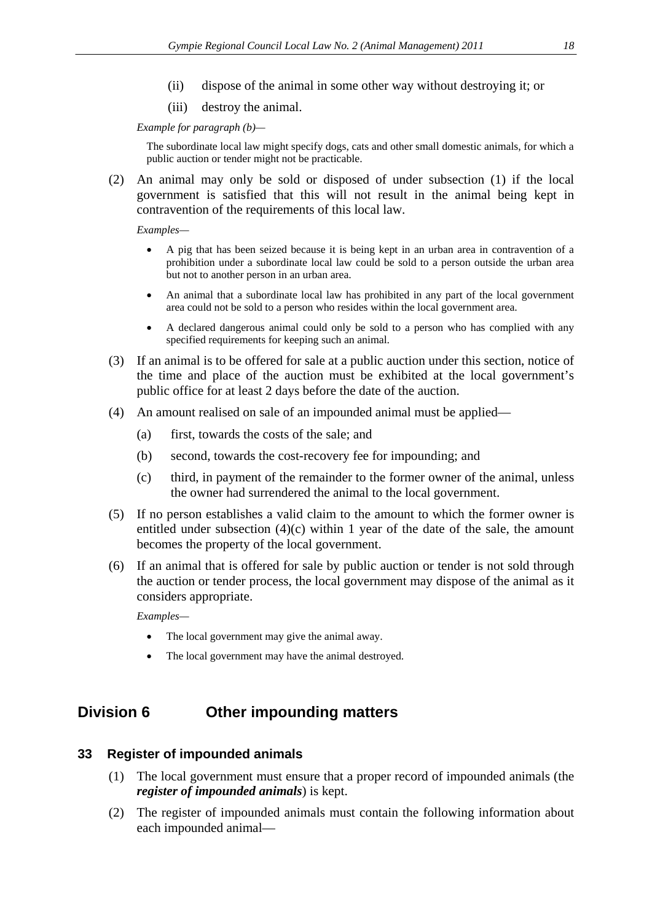(ii) dispose of the animal in some other way without destroying it; or

(iii) destroy the animal.

*Example for paragraph (b)—*

The subordinate local law might specify dogs, cats and other small domestic animals, for which a public auction or tender might not be practicable.

(2) An animal may only be sold or disposed of under subsection (1) if the local government is satisfied that this will not result in the animal being kept in contravention of the requirements of this local law.

*Examples—*

- A pig that has been seized because it is being kept in an urban area in contravention of a prohibition under a subordinate local law could be sold to a person outside the urban area but not to another person in an urban area.
- An animal that a subordinate local law has prohibited in any part of the local government area could not be sold to a person who resides within the local government area.
- A declared dangerous animal could only be sold to a person who has complied with any specified requirements for keeping such an animal.

(3) If an animal is to be offered for sale at a public auction under this section, notice of the time and place of the auction must be exhibited at the local government's public office for at least 2 days before the date of the auction.

(4) An amount realised on sale of an impounded animal must be applied—

(a) first, towards the costs of the sale; and

(b) second, towards the cost-recovery fee for impounding; and

(c) third, in payment of the remainder to the former owner of the animal, unless the owner had surrendered the animal to the local government.

(5) If no person establishes a valid claim to the amount to which the former owner is entitled under subsection (4)(c) within 1 year of the date of the sale, the amount becomes the property of the local government.

(6) If an animal that is offered for sale by public auction or tender is not sold through the auction or tender process, the local government may dispose of the animal as it considers appropriate.

*Examples—*

- The local government may give the animal away.
- The local government may have the animal destroyed.

## Division 6 Other impounding matters

### 33 Register of impounded animals

(1) The local government must ensure that a proper record of impounded animals (the ***register of impounded animals***) is kept.

(2) The register of impounded animals must contain the following information about each impounded animal—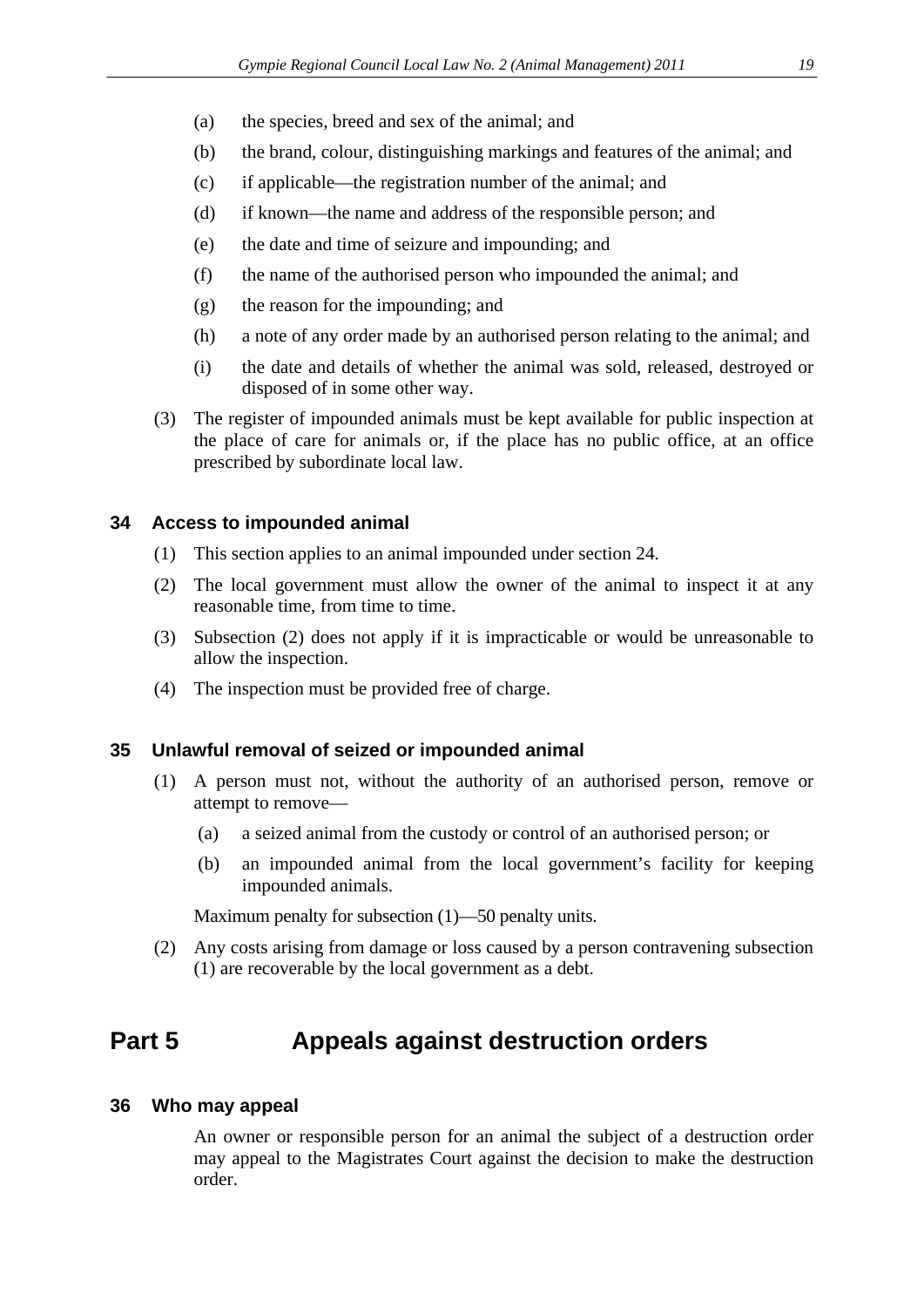(a) the species, breed and sex of the animal; and

(b) the brand, colour, distinguishing markings and features of the animal; and

(c) if applicable—the registration number of the animal; and

(d) if known—the name and address of the responsible person; and

(e) the date and time of seizure and impounding; and

(f) the name of the authorised person who impounded the animal; and

(g) the reason for the impounding; and

(h) a note of any order made by an authorised person relating to the animal; and

(i) the date and details of whether the animal was sold, released, destroyed or disposed of in some other way.

(3) The register of impounded animals must be kept available for public inspection at the place of care for animals or, if the place has no public office, at an office prescribed by subordinate local law.

### 34 Access to impounded animal

(1) This section applies to an animal impounded under section 24.

(2) The local government must allow the owner of the animal to inspect it at any reasonable time, from time to time.

(3) Subsection (2) does not apply if it is impracticable or would be unreasonable to allow the inspection.

(4) The inspection must be provided free of charge.

### 35 Unlawful removal of seized or impounded animal

(1) A person must not, without the authority of an authorised person, remove or attempt to remove—

(a) a seized animal from the custody or control of an authorised person; or

(b) an impounded animal from the local government's facility for keeping impounded animals.

Maximum penalty for subsection (1)—50 penalty units.

(2) Any costs arising from damage or loss caused by a person contravening subsection (1) are recoverable by the local government as a debt.

## Part 5 Appeals against destruction orders

### 36 Who may appeal

An owner or responsible person for an animal the subject of a destruction order may appeal to the Magistrates Court against the decision to make the destruction order.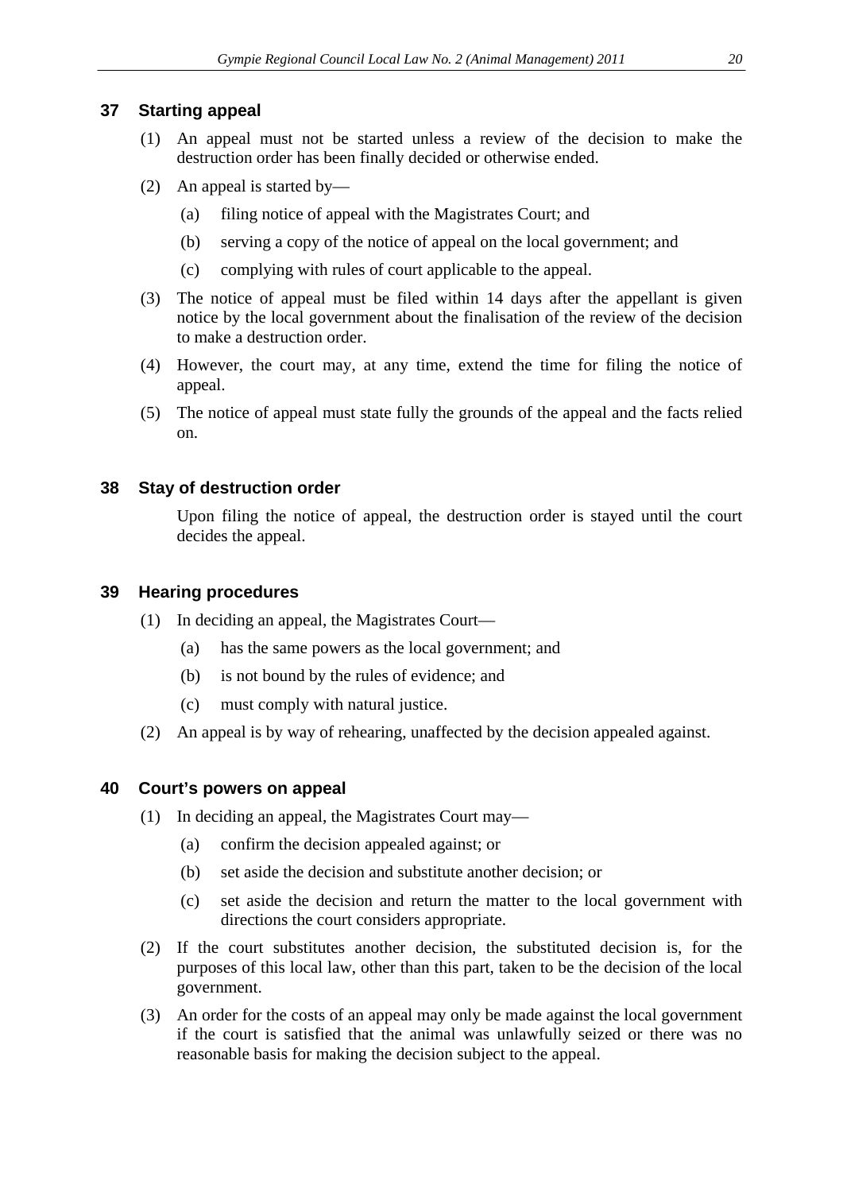### 37 Starting appeal

(1) An appeal must not be started unless a review of the decision to make the destruction order has been finally decided or otherwise ended.

(2) An appeal is started by—

(a) filing notice of appeal with the Magistrates Court; and

(b) serving a copy of the notice of appeal on the local government; and

(c) complying with rules of court applicable to the appeal.

(3) The notice of appeal must be filed within 14 days after the appellant is given notice by the local government about the finalisation of the review of the decision to make a destruction order.

(4) However, the court may, at any time, extend the time for filing the notice of appeal.

(5) The notice of appeal must state fully the grounds of the appeal and the facts relied on.

### 38 Stay of destruction order

Upon filing the notice of appeal, the destruction order is stayed until the court decides the appeal.

### 39 Hearing procedures

(1) In deciding an appeal, the Magistrates Court—

(a) has the same powers as the local government; and

(b) is not bound by the rules of evidence; and

(c) must comply with natural justice.

(2) An appeal is by way of rehearing, unaffected by the decision appealed against.

### 40 Court's powers on appeal

(1) In deciding an appeal, the Magistrates Court may—

(a) confirm the decision appealed against; or

(b) set aside the decision and substitute another decision; or

(c) set aside the decision and return the matter to the local government with directions the court considers appropriate.

(2) If the court substitutes another decision, the substituted decision is, for the purposes of this local law, other than this part, taken to be the decision of the local government.

(3) An order for the costs of an appeal may only be made against the local government if the court is satisfied that the animal was unlawfully seized or there was no reasonable basis for making the decision subject to the appeal.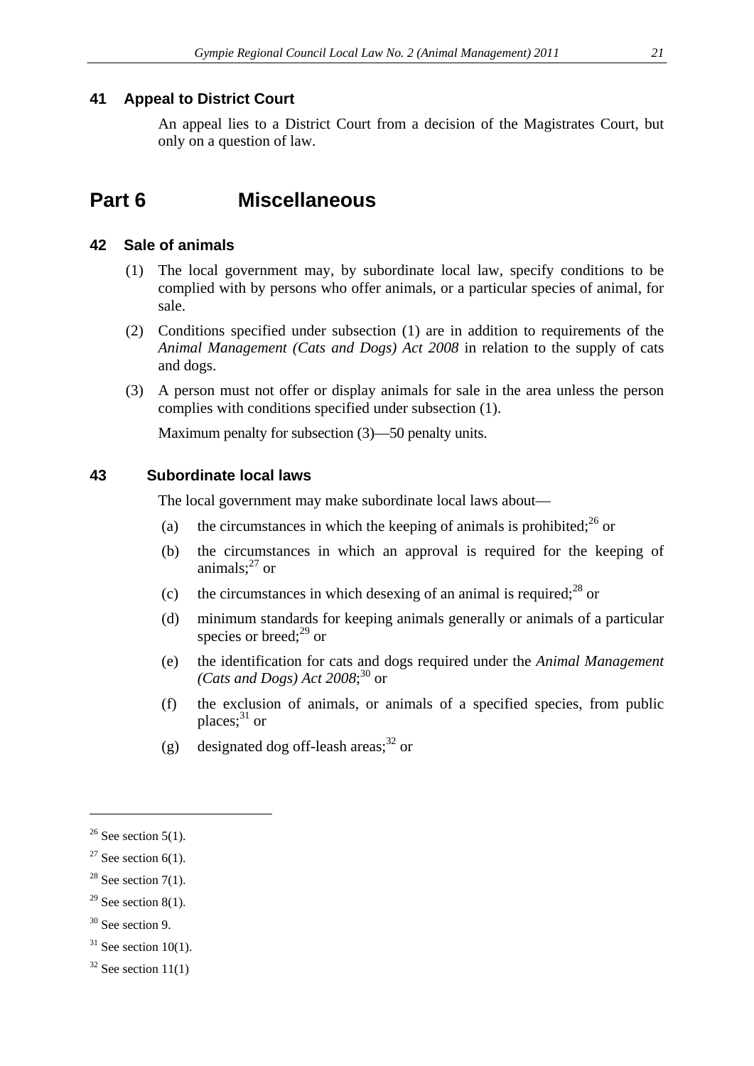### 41 Appeal to District Court

An appeal lies to a District Court from a decision of the Magistrates Court, but only on a question of law.

## Part 6 Miscellaneous

### 42 Sale of animals

(1) The local government may, by subordinate local law, specify conditions to be complied with by persons who offer animals, or a particular species of animal, for sale.

(2) Conditions specified under subsection (1) are in addition to requirements of the *Animal Management (Cats and Dogs) Act 2008* in relation to the supply of cats and dogs.

(3) A person must not offer or display animals for sale in the area unless the person complies with conditions specified under subsection (1).

Maximum penalty for subsection (3)—50 penalty units.

### 43 Subordinate local laws

The local government may make subordinate local laws about—

(a) the circumstances in which the keeping of animals is prohibited;[26] or

(b) the circumstances in which an approval is required for the keeping of animals;[27] or

(c) the circumstances in which desexing of an animal is required;[28] or

(d) minimum standards for keeping animals generally or animals of a particular species or breed;[29] or

(e) the identification for cats and dogs required under the *Animal Management (Cats and Dogs) Act 2008*;[30] or

(f) the exclusion of animals, or animals of a specified species, from public places;[31] or

(g) designated dog off-leash areas;[32] or

---

[26] See section 5(1).

[27] See section 6(1).

[28] See section 7(1).

[29] See section 8(1).

[30] See section 9.

[31] See section 10(1).

[32] See section 11(1)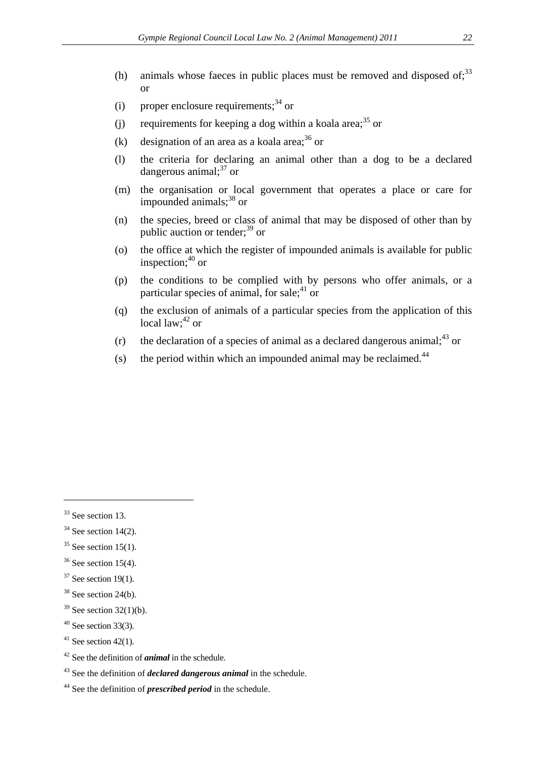(h) animals whose faeces in public places must be removed and disposed of;[33] or

(i) proper enclosure requirements;[34] or

(j) requirements for keeping a dog within a koala area;[35] or

(k) designation of an area as a koala area;[36] or

(l) the criteria for declaring an animal other than a dog to be a declared dangerous animal;[37] or

(m) the organisation or local government that operates a place or care for impounded animals;[38] or

(n) the species, breed or class of animal that may be disposed of other than by public auction or tender;[39] or

(o) the office at which the register of impounded animals is available for public inspection;[40] or

(p) the conditions to be complied with by persons who offer animals, or a particular species of animal, for sale;[41] or

(q) the exclusion of animals of a particular species from the application of this local law;[42] or

(r) the declaration of a species of animal as a declared dangerous animal;[43] or

(s) the period within which an impounded animal may be reclaimed.[44]

---

[33] See section 13.

[34] See section 14(2).

[35] See section 15(1).

[36] See section 15(4).

[37] See section 19(1).

[38] See section 24(b).

[39] See section 32(1)(b).

[40] See section 33(3).

[41] See section 42(1).

[42] See the definition of ***animal*** in the schedule.

[43] See the definition of ***declared dangerous animal*** in the schedule.

[44] See the definition of ***prescribed period*** in the schedule.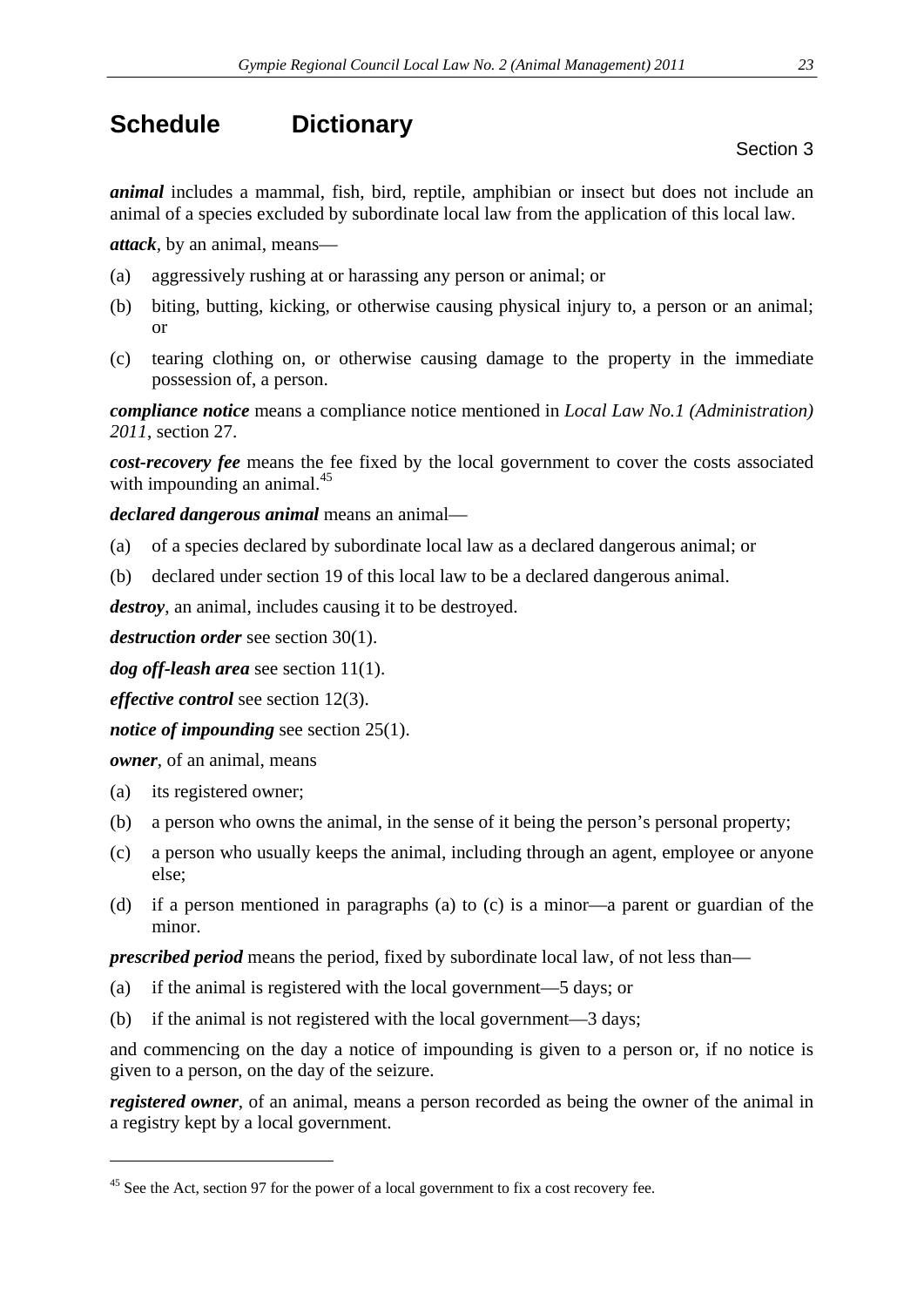# Schedule Dictionary

Section 3

***animal*** includes a mammal, fish, bird, reptile, amphibian or insect but does not include an animal of a species excluded by subordinate local law from the application of this local law.

***attack***, by an animal, means—

(a) aggressively rushing at or harassing any person or animal; or

(b) biting, butting, kicking, or otherwise causing physical injury to, a person or an animal; or

(c) tearing clothing on, or otherwise causing damage to the property in the immediate possession of, a person.

***compliance notice*** means a compliance notice mentioned in *Local Law No.1 (Administration) 2011*, section 27.

***cost-recovery fee*** means the fee fixed by the local government to cover the costs associated with impounding an animal.[45]

***declared dangerous animal*** means an animal—

(a) of a species declared by subordinate local law as a declared dangerous animal; or

(b) declared under section 19 of this local law to be a declared dangerous animal.

***destroy***, an animal, includes causing it to be destroyed.

***destruction order*** see section 30(1).

***dog off-leash area*** see section 11(1).

***effective control*** see section 12(3).

***notice of impounding*** see section 25(1).

***owner***, of an animal, means

(a) its registered owner;

(b) a person who owns the animal, in the sense of it being the person's personal property;

(c) a person who usually keeps the animal, including through an agent, employee or anyone else;

(d) if a person mentioned in paragraphs (a) to (c) is a minor—a parent or guardian of the minor.

***prescribed period*** means the period, fixed by subordinate local law, of not less than—

(a) if the animal is registered with the local government—5 days; or

(b) if the animal is not registered with the local government—3 days;

and commencing on the day a notice of impounding is given to a person or, if no notice is given to a person, on the day of the seizure.

***registered owner***, of an animal, means a person recorded as being the owner of the animal in a registry kept by a local government.

---

[45] See the Act, section 97 for the power of a local government to fix a cost recovery fee.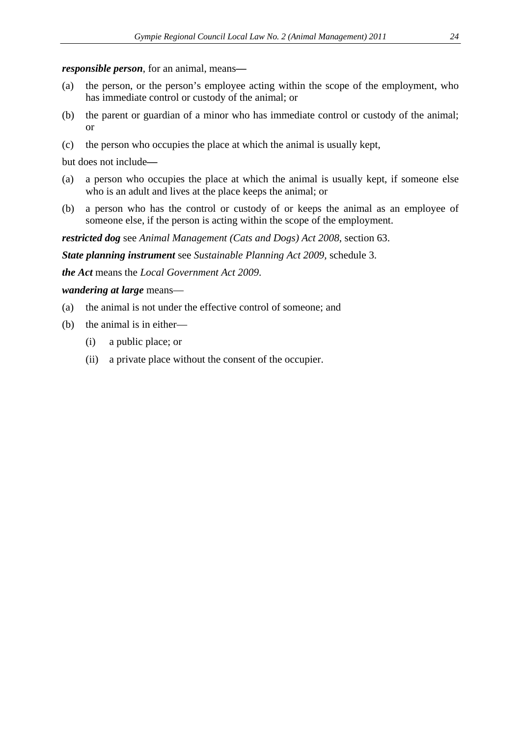***responsible person***, for an animal, means—

(a) the person, or the person's employee acting within the scope of the employment, who has immediate control or custody of the animal; or

(b) the parent or guardian of a minor who has immediate control or custody of the animal; or

(c) the person who occupies the place at which the animal is usually kept,

but does not include—

(a) a person who occupies the place at which the animal is usually kept, if someone else who is an adult and lives at the place keeps the animal; or

(b) a person who has the control or custody of or keeps the animal as an employee of someone else, if the person is acting within the scope of the employment.

***restricted dog*** see *Animal Management (Cats and Dogs) Act 2008*, section 63.

***State planning instrument*** see *Sustainable Planning Act 2009,* schedule 3.

***the Act*** means the *Local Government Act 2009*.

***wandering at large*** means—

(a) the animal is not under the effective control of someone; and

(b) the animal is in either—

  (i) a public place; or

  (ii) a private place without the consent of the occupier.